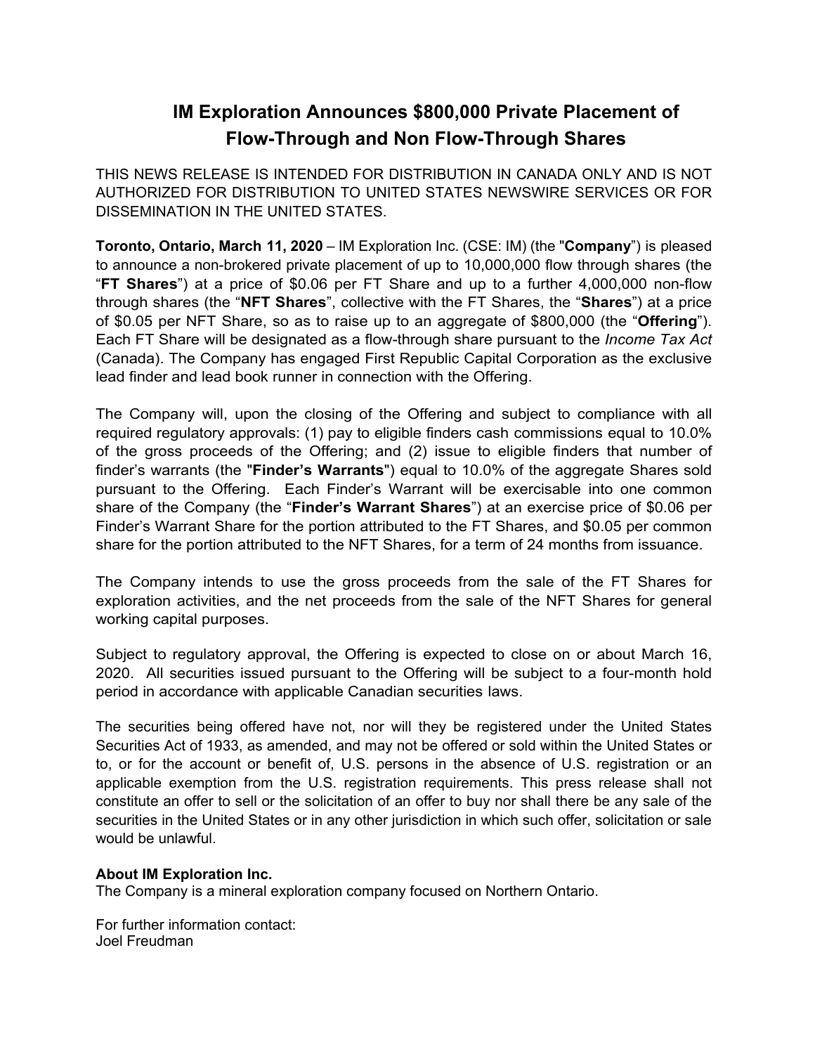# IM Exploration Announces $800,000 Private Placement of Flow-Through and Non Flow-Through Shares

THIS NEWS RELEASE IS INTENDED FOR DISTRIBUTION IN CANADA ONLY AND IS NOT AUTHORIZED FOR DISTRIBUTION TO UNITED STATES NEWSWIRE SERVICES OR FOR DISSEMINATION IN THE UNITED STATES.

**Toronto, Ontario, March 11, 2020** – IM Exploration Inc. (CSE: IM) (the "**Company**") is pleased to announce a non-brokered private placement of up to 10,000,000 flow through shares (the "**FT Shares**") at a price of $0.06 per FT Share and up to a further 4,000,000 non-flow through shares (the "**NFT Shares**", collective with the FT Shares, the "**Shares**") at a price of $0.05 per NFT Share, so as to raise up to an aggregate of $800,000 (the "**Offering**"). Each FT Share will be designated as a flow-through share pursuant to the *Income Tax Act* (Canada). The Company has engaged First Republic Capital Corporation as the exclusive lead finder and lead book runner in connection with the Offering.

The Company will, upon the closing of the Offering and subject to compliance with all required regulatory approvals: (1) pay to eligible finders cash commissions equal to 10.0% of the gross proceeds of the Offering; and (2) issue to eligible finders that number of finder's warrants (the "**Finder's Warrants**") equal to 10.0% of the aggregate Shares sold pursuant to the Offering. Each Finder's Warrant will be exercisable into one common share of the Company (the "**Finder's Warrant Shares**") at an exercise price of $0.06 per Finder's Warrant Share for the portion attributed to the FT Shares, and $0.05 per common share for the portion attributed to the NFT Shares, for a term of 24 months from issuance.

The Company intends to use the gross proceeds from the sale of the FT Shares for exploration activities, and the net proceeds from the sale of the NFT Shares for general working capital purposes.

Subject to regulatory approval, the Offering is expected to close on or about March 16, 2020. All securities issued pursuant to the Offering will be subject to a four-month hold period in accordance with applicable Canadian securities laws.

The securities being offered have not, nor will they be registered under the United States Securities Act of 1933, as amended, and may not be offered or sold within the United States or to, or for the account or benefit of, U.S. persons in the absence of U.S. registration or an applicable exemption from the U.S. registration requirements. This press release shall not constitute an offer to sell or the solicitation of an offer to buy nor shall there be any sale of the securities in the United States or in any other jurisdiction in which such offer, solicitation or sale would be unlawful.

**About IM Exploration Inc.**
The Company is a mineral exploration company focused on Northern Ontario.

For further information contact:
Joel Freudman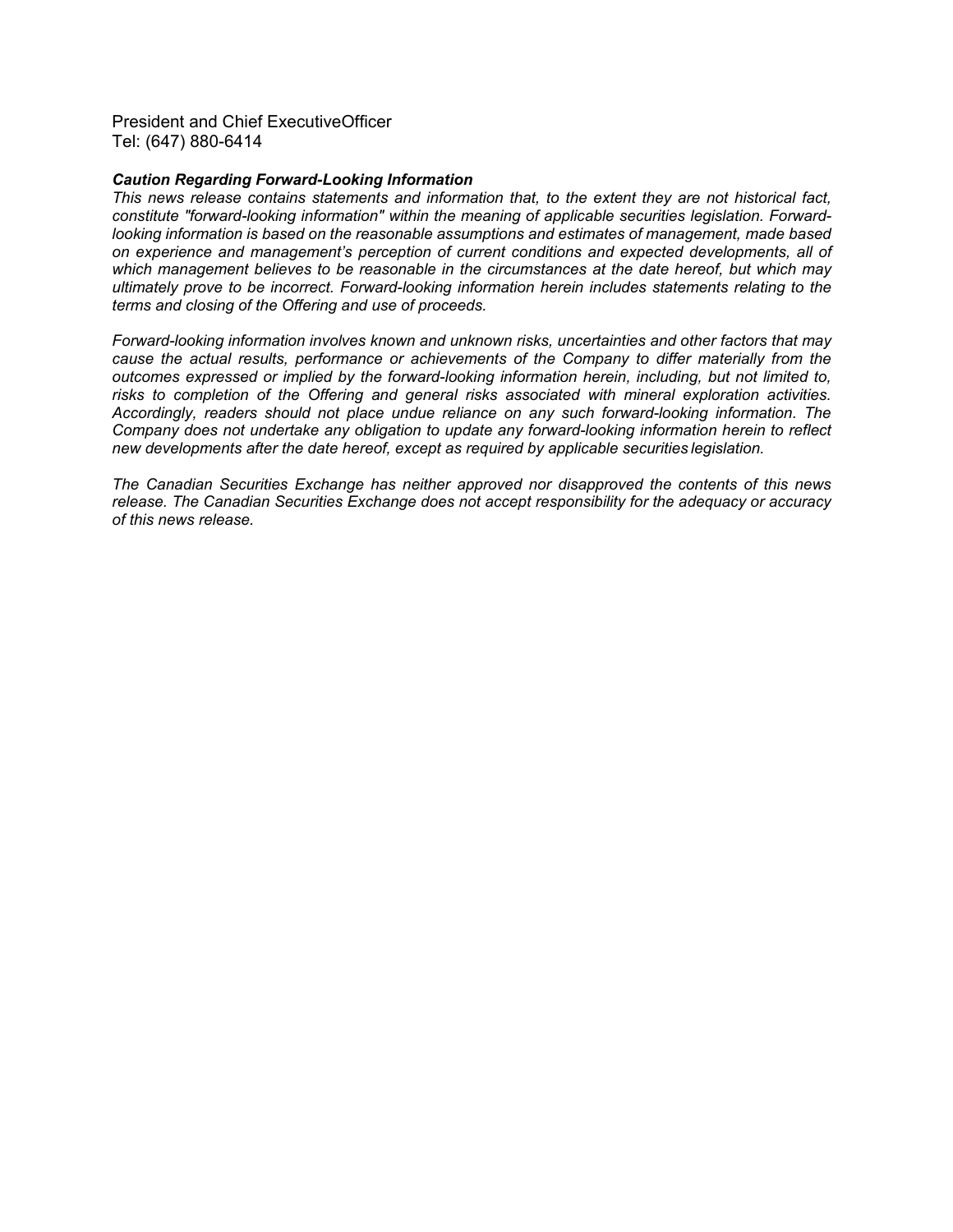President and Chief ExecutiveOfficer
Tel: (647) 880-6414

***Caution Regarding Forward-Looking Information***

*This news release contains statements and information that, to the extent they are not historical fact, constitute "forward-looking information" within the meaning of applicable securities legislation. Forward-looking information is based on the reasonable assumptions and estimates of management, made based on experience and management's perception of current conditions and expected developments, all of which management believes to be reasonable in the circumstances at the date hereof, but which may ultimately prove to be incorrect. Forward-looking information herein includes statements relating to the terms and closing of the Offering and use of proceeds.*

*Forward-looking information involves known and unknown risks, uncertainties and other factors that may cause the actual results, performance or achievements of the Company to differ materially from the outcomes expressed or implied by the forward-looking information herein, including, but not limited to, risks to completion of the Offering and general risks associated with mineral exploration activities. Accordingly, readers should not place undue reliance on any such forward-looking information. The Company does not undertake any obligation to update any forward-looking information herein to reflect new developments after the date hereof, except as required by applicable securities legislation.*

*The Canadian Securities Exchange has neither approved nor disapproved the contents of this news release. The Canadian Securities Exchange does not accept responsibility for the adequacy or accuracy of this news release.*